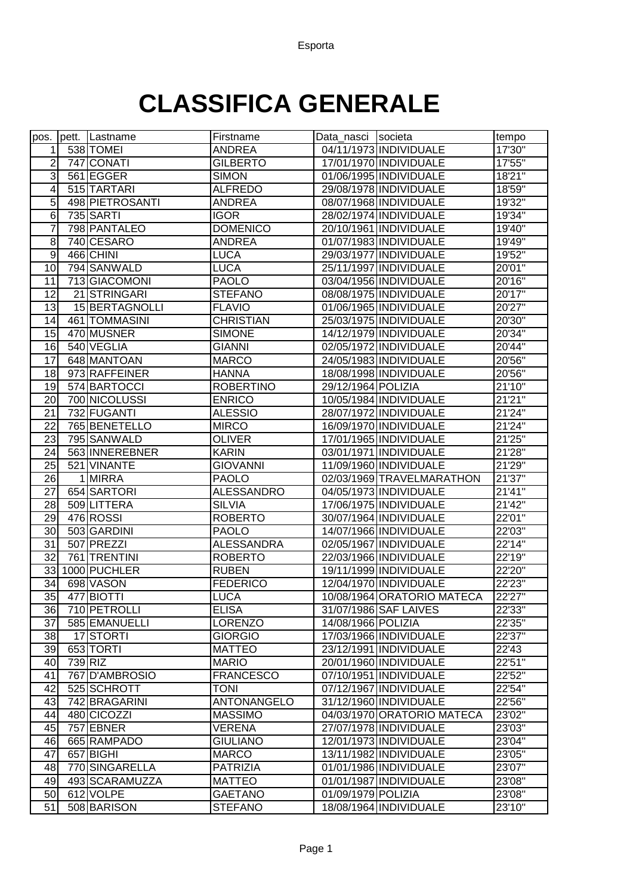# CLASSIFICA GENERALE

| pos. | pett. | Lastname | Firstname | Data_nasci | societa | tempo |
|---|---|---|---|---|---|---|
| 1 | 538 | TOMEI | ANDREA | 04/11/1973 | INDIVIDUALE | 17'30" |
| 2 | 747 | CONATI | GILBERTO | 17/01/1970 | INDIVIDUALE | 17'55" |
| 3 | 561 | EGGER | SIMON | 01/06/1995 | INDIVIDUALE | 18'21" |
| 4 | 515 | TARTARI | ALFREDO | 29/08/1978 | INDIVIDUALE | 18'59" |
| 5 | 498 | PIETROSANTI | ANDREA | 08/07/1968 | INDIVIDUALE | 19'32" |
| 6 | 735 | SARTI | IGOR | 28/02/1974 | INDIVIDUALE | 19'34" |
| 7 | 798 | PANTALEO | DOMENICO | 20/10/1961 | INDIVIDUALE | 19'40" |
| 8 | 740 | CESARO | ANDREA | 01/07/1983 | INDIVIDUALE | 19'49" |
| 9 | 466 | CHINI | LUCA | 29/03/1977 | INDIVIDUALE | 19'52" |
| 10 | 794 | SANWALD | LUCA | 25/11/1997 | INDIVIDUALE | 20'01" |
| 11 | 713 | GIACOMONI | PAOLO | 03/04/1956 | INDIVIDUALE | 20'16" |
| 12 | 21 | STRINGARI | STEFANO | 08/08/1975 | INDIVIDUALE | 20'17" |
| 13 | 15 | BERTAGNOLLI | FLAVIO | 01/06/1965 | INDIVIDUALE | 20'27" |
| 14 | 461 | TOMMASINI | CHRISTIAN | 25/03/1975 | INDIVIDUALE | 20'30" |
| 15 | 470 | MUSNER | SIMONE | 14/12/1979 | INDIVIDUALE | 20'34" |
| 16 | 540 | VEGLIA | GIANNI | 02/05/1972 | INDIVIDUALE | 20'44" |
| 17 | 648 | MANTOAN | MARCO | 24/05/1983 | INDIVIDUALE | 20'56" |
| 18 | 973 | RAFFEINER | HANNA | 18/08/1998 | INDIVIDUALE | 20'56" |
| 19 | 574 | BARTOCCI | ROBERTINO | 29/12/1964 | POLIZIA | 21'10" |
| 20 | 700 | NICOLUSSI | ENRICO | 10/05/1984 | INDIVIDUALE | 21'21" |
| 21 | 732 | FUGANTI | ALESSIO | 28/07/1972 | INDIVIDUALE | 21'24" |
| 22 | 765 | BENETELLO | MIRCO | 16/09/1970 | INDIVIDUALE | 21'24" |
| 23 | 795 | SANWALD | OLIVER | 17/01/1965 | INDIVIDUALE | 21'25" |
| 24 | 563 | INNEREBNER | KARIN | 03/01/1971 | INDIVIDUALE | 21'28" |
| 25 | 521 | VINANTE | GIOVANNI | 11/09/1960 | INDIVIDUALE | 21'29" |
| 26 | 1 | MIRRA | PAOLO | 02/03/1969 | TRAVELMARATHON | 21'37" |
| 27 | 654 | SARTORI | ALESSANDRO | 04/05/1973 | INDIVIDUALE | 21'41" |
| 28 | 509 | LITTERA | SILVIA | 17/06/1975 | INDIVIDUALE | 21'42" |
| 29 | 476 | ROSSI | ROBERTO | 30/07/1964 | INDIVIDUALE | 22'01" |
| 30 | 503 | GARDINI | PAOLO | 14/07/1966 | INDIVIDUALE | 22'03" |
| 31 | 507 | PREZZI | ALESSANDRA | 02/05/1967 | INDIVIDUALE | 22'14" |
| 32 | 761 | TRENTINI | ROBERTO | 22/03/1966 | INDIVIDUALE | 22'19" |
| 33 | 1000 | PUCHLER | RUBEN | 19/11/1999 | INDIVIDUALE | 22'20" |
| 34 | 698 | VASON | FEDERICO | 12/04/1970 | INDIVIDUALE | 22'23" |
| 35 | 477 | BIOTTI | LUCA | 10/08/1964 | ORATORIO MATECA | 22'27" |
| 36 | 710 | PETROLLI | ELISA | 31/07/1986 | SAF LAIVES | 22'33" |
| 37 | 585 | EMANUELLI | LORENZO | 14/08/1966 | POLIZIA | 22'35" |
| 38 | 17 | STORTI | GIORGIO | 17/03/1966 | INDIVIDUALE | 22'37" |
| 39 | 653 | TORTI | MATTEO | 23/12/1991 | INDIVIDUALE | 22'43 |
| 40 | 739 | RIZ | MARIO | 20/01/1960 | INDIVIDUALE | 22'51" |
| 41 | 767 | D'AMBROSIO | FRANCESCO | 07/10/1951 | INDIVIDUALE | 22'52" |
| 42 | 525 | SCHROTT | TONI | 07/12/1967 | INDIVIDUALE | 22'54" |
| 43 | 742 | BRAGARINI | ANTONANGELO | 31/12/1960 | INDIVIDUALE | 22'56" |
| 44 | 480 | CICOZZI | MASSIMO | 04/03/1970 | ORATORIO MATECA | 23'02" |
| 45 | 757 | EBNER | VERENA | 27/07/1978 | INDIVIDUALE | 23'03" |
| 46 | 665 | RAMPADO | GIULIANO | 12/01/1973 | INDIVIDUALE | 23'04" |
| 47 | 657 | BIGHI | MARCO | 13/11/1982 | INDIVIDUALE | 23'05" |
| 48 | 770 | SINGARELLA | PATRIZIA | 01/01/1986 | INDIVIDUALE | 23'07" |
| 49 | 493 | SCARAMUZZA | MATTEO | 01/01/1987 | INDIVIDUALE | 23'08" |
| 50 | 612 | VOLPE | GAETANO | 01/09/1979 | POLIZIA | 23'08" |
| 51 | 508 | BARISON | STEFANO | 18/08/1964 | INDIVIDUALE | 23'10" |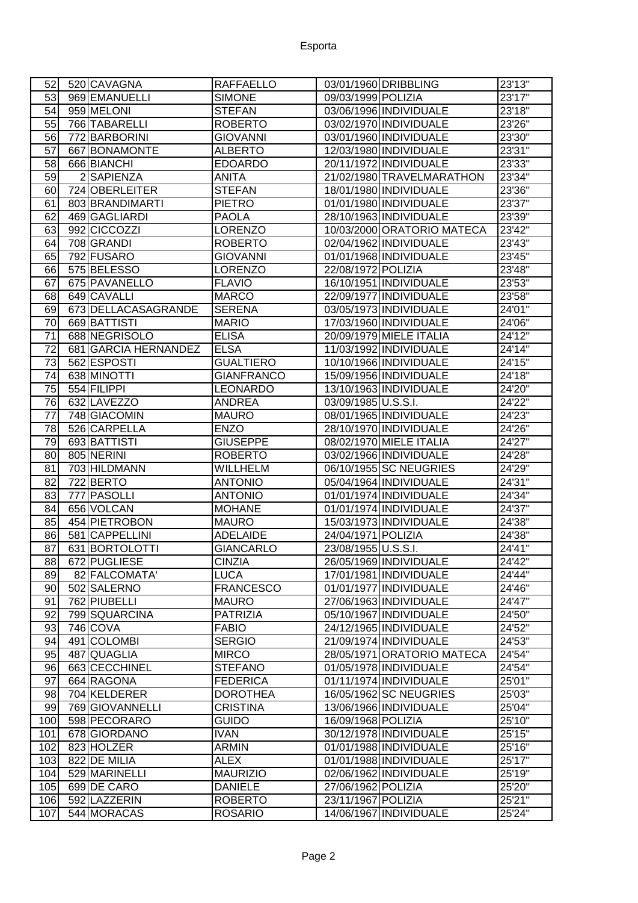| | | | | | | |
|---|---|---|---|---|---|---|
| 52 | 520 | CAVAGNA | RAFFAELLO | 03/01/1960 | DRIBBLING | 23'13'' |
| 53 | 969 | EMANUELLI | SIMONE | 09/03/1999 | POLIZIA | 23'17'' |
| 54 | 959 | MELONI | STEFAN | 03/06/1996 | INDIVIDUALE | 23'18'' |
| 55 | 766 | TABARELLI | ROBERTO | 03/02/1970 | INDIVIDUALE | 23'26'' |
| 56 | 772 | BARBORINI | GIOVANNI | 03/01/1960 | INDIVIDUALE | 23'30'' |
| 57 | 667 | BONAMONTE | ALBERTO | 12/03/1980 | INDIVIDUALE | 23'31'' |
| 58 | 666 | BIANCHI | EDOARDO | 20/11/1972 | INDIVIDUALE | 23'33'' |
| 59 | 2 | SAPIENZA | ANITA | 21/02/1980 | TRAVELMARATHON | 23'34'' |
| 60 | 724 | OBERLEITER | STEFAN | 18/01/1980 | INDIVIDUALE | 23'36'' |
| 61 | 803 | BRANDIMARTI | PIETRO | 01/01/1980 | INDIVIDUALE | 23'37'' |
| 62 | 469 | GAGLIARDI | PAOLA | 28/10/1963 | INDIVIDUALE | 23'39'' |
| 63 | 992 | CICCOZZI | LORENZO | 10/03/2000 | ORATORIO MATECA | 23'42'' |
| 64 | 708 | GRANDI | ROBERTO | 02/04/1962 | INDIVIDUALE | 23'43'' |
| 65 | 792 | FUSARO | GIOVANNI | 01/01/1968 | INDIVIDUALE | 23'45'' |
| 66 | 575 | BELESSO | LORENZO | 22/08/1972 | POLIZIA | 23'48'' |
| 67 | 675 | PAVANELLO | FLAVIO | 16/10/1951 | INDIVIDUALE | 23'53'' |
| 68 | 649 | CAVALLI | MARCO | 22/09/1977 | INDIVIDUALE | 23'58'' |
| 69 | 673 | DELLACASAGRANDE | SERENA | 03/05/1973 | INDIVIDUALE | 24'01'' |
| 70 | 669 | BATTISTI | MARIO | 17/03/1960 | INDIVIDUALE | 24'06'' |
| 71 | 688 | NEGRISOLO | ELISA | 20/09/1979 | MIELE ITALIA | 24'12'' |
| 72 | 681 | GARCIA HERNANDEZ | ELSA | 11/03/1992 | INDIVIDUALE | 24'14'' |
| 73 | 562 | ESPOSTI | GUALTIERO | 10/10/1966 | INDIVIDUALE | 24'15'' |
| 74 | 638 | MINOTTI | GIANFRANCO | 15/09/1956 | INDIVIDUALE | 24'18'' |
| 75 | 554 | FILIPPI | LEONARDO | 13/10/1963 | INDIVIDUALE | 24'20'' |
| 76 | 632 | LAVEZZO | ANDREA | 03/09/1985 | U.S.S.I. | 24'22'' |
| 77 | 748 | GIACOMIN | MAURO | 08/01/1965 | INDIVIDUALE | 24'23'' |
| 78 | 526 | CARPELLA | ENZO | 28/10/1970 | INDIVIDUALE | 24'26'' |
| 79 | 693 | BATTISTI | GIUSEPPE | 08/02/1970 | MIELE ITALIA | 24'27'' |
| 80 | 805 | NERINI | ROBERTO | 03/02/1966 | INDIVIDUALE | 24'28'' |
| 81 | 703 | HILDMANN | WILLHELM | 06/10/1955 | SC NEUGRIES | 24'29'' |
| 82 | 722 | BERTO | ANTONIO | 05/04/1964 | INDIVIDUALE | 24'31'' |
| 83 | 777 | PASOLLI | ANTONIO | 01/01/1974 | INDIVIDUALE | 24'34'' |
| 84 | 656 | VOLCAN | MOHANE | 01/01/1974 | INDIVIDUALE | 24'37'' |
| 85 | 454 | PIETROBON | MAURO | 15/03/1973 | INDIVIDUALE | 24'38'' |
| 86 | 581 | CAPPELLINI | ADELAIDE | 24/04/1971 | POLIZIA | 24'38'' |
| 87 | 631 | BORTOLOTTI | GIANCARLO | 23/08/1955 | U.S.S.I. | 24'41'' |
| 88 | 672 | PUGLIESE | CINZIA | 26/05/1969 | INDIVIDUALE | 24'42'' |
| 89 | 82 | FALCOMATA' | LUCA | 17/01/1981 | INDIVIDUALE | 24'44'' |
| 90 | 502 | SALERNO | FRANCESCO | 01/01/1977 | INDIVIDUALE | 24'46'' |
| 91 | 762 | PIUBELLI | MAURO | 27/06/1963 | INDIVIDUALE | 24'47'' |
| 92 | 799 | SQUARCINA | PATRIZIA | 05/10/1967 | INDIVIDUALE | 24'50'' |
| 93 | 746 | COVA | FABIO | 24/12/1965 | INDIVIDUALE | 24'52'' |
| 94 | 491 | COLOMBI | SERGIO | 21/09/1974 | INDIVIDUALE | 24'53'' |
| 95 | 487 | QUAGLIA | MIRCO | 28/05/1971 | ORATORIO MATECA | 24'54'' |
| 96 | 663 | CECCHINEL | STEFANO | 01/05/1978 | INDIVIDUALE | 24'54'' |
| 97 | 664 | RAGONA | FEDERICA | 01/11/1974 | INDIVIDUALE | 25'01'' |
| 98 | 704 | KELDERER | DOROTHEA | 16/05/1962 | SC NEUGRIES | 25'03'' |
| 99 | 769 | GIOVANNELLI | CRISTINA | 13/06/1966 | INDIVIDUALE | 25'04'' |
| 100 | 598 | PECORARO | GUIDO | 16/09/1968 | POLIZIA | 25'10'' |
| 101 | 678 | GIORDANO | IVAN | 30/12/1978 | INDIVIDUALE | 25'15'' |
| 102 | 823 | HOLZER | ARMIN | 01/01/1988 | INDIVIDUALE | 25'16'' |
| 103 | 822 | DE MILIA | ALEX | 01/01/1988 | INDIVIDUALE | 25'17'' |
| 104 | 529 | MARINELLI | MAURIZIO | 02/06/1962 | INDIVIDUALE | 25'19'' |
| 105 | 699 | DE CARO | DANIELE | 27/06/1962 | POLIZIA | 25'20'' |
| 106 | 592 | LAZZERIN | ROBERTO | 23/11/1967 | POLIZIA | 25'21'' |
| 107 | 544 | MORACAS | ROSARIO | 14/06/1967 | INDIVIDUALE | 25'24'' |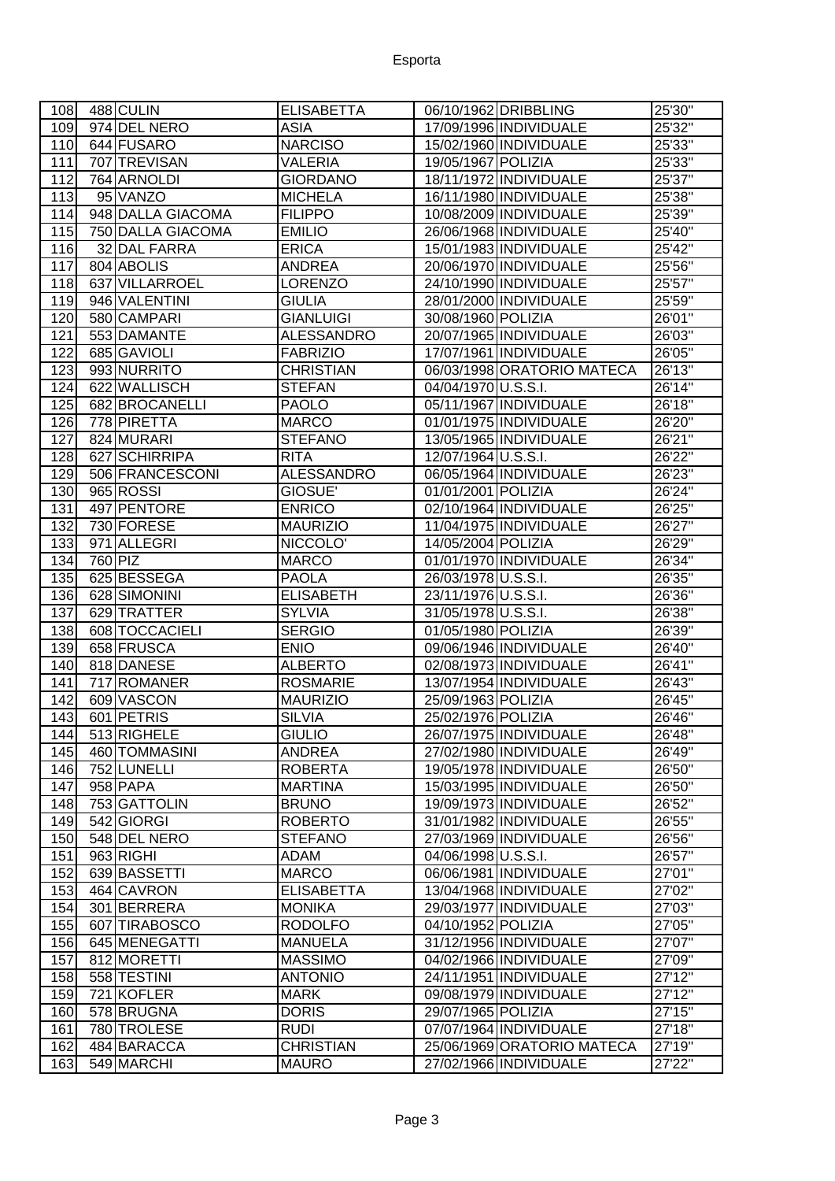| 108 | 488 | CULIN | ELISABETTA | 06/10/1962 | DRIBBLING | 25'30" |
|---|---|---|---|---|---|---|
| 109 | 974 | DEL NERO | ASIA | 17/09/1996 | INDIVIDUALE | 25'32" |
| 110 | 644 | FUSARO | NARCISO | 15/02/1960 | INDIVIDUALE | 25'33" |
| 111 | 707 | TREVISAN | VALERIA | 19/05/1967 | POLIZIA | 25'33" |
| 112 | 764 | ARNOLDI | GIORDANO | 18/11/1972 | INDIVIDUALE | 25'37" |
| 113 | 95 | VANZO | MICHELA | 16/11/1980 | INDIVIDUALE | 25'38" |
| 114 | 948 | DALLA GIACOMA | FILIPPO | 10/08/2009 | INDIVIDUALE | 25'39" |
| 115 | 750 | DALLA GIACOMA | EMILIO | 26/06/1968 | INDIVIDUALE | 25'40" |
| 116 | 32 | DAL FARRA | ERICA | 15/01/1983 | INDIVIDUALE | 25'42" |
| 117 | 804 | ABOLIS | ANDREA | 20/06/1970 | INDIVIDUALE | 25'56" |
| 118 | 637 | VILLARROEL | LORENZO | 24/10/1990 | INDIVIDUALE | 25'57" |
| 119 | 946 | VALENTINI | GIULIA | 28/01/2000 | INDIVIDUALE | 25'59" |
| 120 | 580 | CAMPARI | GIANLUIGI | 30/08/1960 | POLIZIA | 26'01" |
| 121 | 553 | DAMANTE | ALESSANDRO | 20/07/1965 | INDIVIDUALE | 26'03" |
| 122 | 685 | GAVIOLI | FABRIZIO | 17/07/1961 | INDIVIDUALE | 26'05" |
| 123 | 993 | NURRITO | CHRISTIAN | 06/03/1998 | ORATORIO MATECA | 26'13" |
| 124 | 622 | WALLISCH | STEFAN | 04/04/1970 | U.S.S.I. | 26'14" |
| 125 | 682 | BROCANELLI | PAOLO | 05/11/1967 | INDIVIDUALE | 26'18" |
| 126 | 778 | PIRETTA | MARCO | 01/01/1975 | INDIVIDUALE | 26'20" |
| 127 | 824 | MURARI | STEFANO | 13/05/1965 | INDIVIDUALE | 26'21" |
| 128 | 627 | SCHIRRIPA | RITA | 12/07/1964 | U.S.S.I. | 26'22" |
| 129 | 506 | FRANCESCONI | ALESSANDRO | 06/05/1964 | INDIVIDUALE | 26'23" |
| 130 | 965 | ROSSI | GIOSUE' | 01/01/2001 | POLIZIA | 26'24" |
| 131 | 497 | PENTORE | ENRICO | 02/10/1964 | INDIVIDUALE | 26'25" |
| 132 | 730 | FORESE | MAURIZIO | 11/04/1975 | INDIVIDUALE | 26'27" |
| 133 | 971 | ALLEGRI | NICCOLO' | 14/05/2004 | POLIZIA | 26'29" |
| 134 | 760 | PIZ | MARCO | 01/01/1970 | INDIVIDUALE | 26'34" |
| 135 | 625 | BESSEGA | PAOLA | 26/03/1978 | U.S.S.I. | 26'35" |
| 136 | 628 | SIMONINI | ELISABETH | 23/11/1976 | U.S.S.I. | 26'36" |
| 137 | 629 | TRATTER | SYLVIA | 31/05/1978 | U.S.S.I. | 26'38" |
| 138 | 608 | TOCCACIELI | SERGIO | 01/05/1980 | POLIZIA | 26'39" |
| 139 | 658 | FRUSCA | ENIO | 09/06/1946 | INDIVIDUALE | 26'40" |
| 140 | 818 | DANESE | ALBERTO | 02/08/1973 | INDIVIDUALE | 26'41" |
| 141 | 717 | ROMANER | ROSMARIE | 13/07/1954 | INDIVIDUALE | 26'43" |
| 142 | 609 | VASCON | MAURIZIO | 25/09/1963 | POLIZIA | 26'45" |
| 143 | 601 | PETRIS | SILVIA | 25/02/1976 | POLIZIA | 26'46" |
| 144 | 513 | RIGHELE | GIULIO | 26/07/1975 | INDIVIDUALE | 26'48" |
| 145 | 460 | TOMMASINI | ANDREA | 27/02/1980 | INDIVIDUALE | 26'49" |
| 146 | 752 | LUNELLI | ROBERTA | 19/05/1978 | INDIVIDUALE | 26'50" |
| 147 | 958 | PAPA | MARTINA | 15/03/1995 | INDIVIDUALE | 26'50" |
| 148 | 753 | GATTOLIN | BRUNO | 19/09/1973 | INDIVIDUALE | 26'52" |
| 149 | 542 | GIORGI | ROBERTO | 31/01/1982 | INDIVIDUALE | 26'55" |
| 150 | 548 | DEL NERO | STEFANO | 27/03/1969 | INDIVIDUALE | 26'56" |
| 151 | 963 | RIGHI | ADAM | 04/06/1998 | U.S.S.I. | 26'57" |
| 152 | 639 | BASSETTI | MARCO | 06/06/1981 | INDIVIDUALE | 27'01" |
| 153 | 464 | CAVRON | ELISABETTA | 13/04/1968 | INDIVIDUALE | 27'02" |
| 154 | 301 | BERRERA | MONIKA | 29/03/1977 | INDIVIDUALE | 27'03" |
| 155 | 607 | TIRABOSCO | RODOLFO | 04/10/1952 | POLIZIA | 27'05" |
| 156 | 645 | MENEGATTI | MANUELA | 31/12/1956 | INDIVIDUALE | 27'07" |
| 157 | 812 | MORETTI | MASSIMO | 04/02/1966 | INDIVIDUALE | 27'09" |
| 158 | 558 | TESTINI | ANTONIO | 24/11/1951 | INDIVIDUALE | 27'12" |
| 159 | 721 | KOFLER | MARK | 09/08/1979 | INDIVIDUALE | 27'12" |
| 160 | 578 | BRUGNA | DORIS | 29/07/1965 | POLIZIA | 27'15" |
| 161 | 780 | TROLESE | RUDI | 07/07/1964 | INDIVIDUALE | 27'18" |
| 162 | 484 | BARACCA | CHRISTIAN | 25/06/1969 | ORATORIO MATECA | 27'19" |
| 163 | 549 | MARCHI | MAURO | 27/02/1966 | INDIVIDUALE | 27'22" |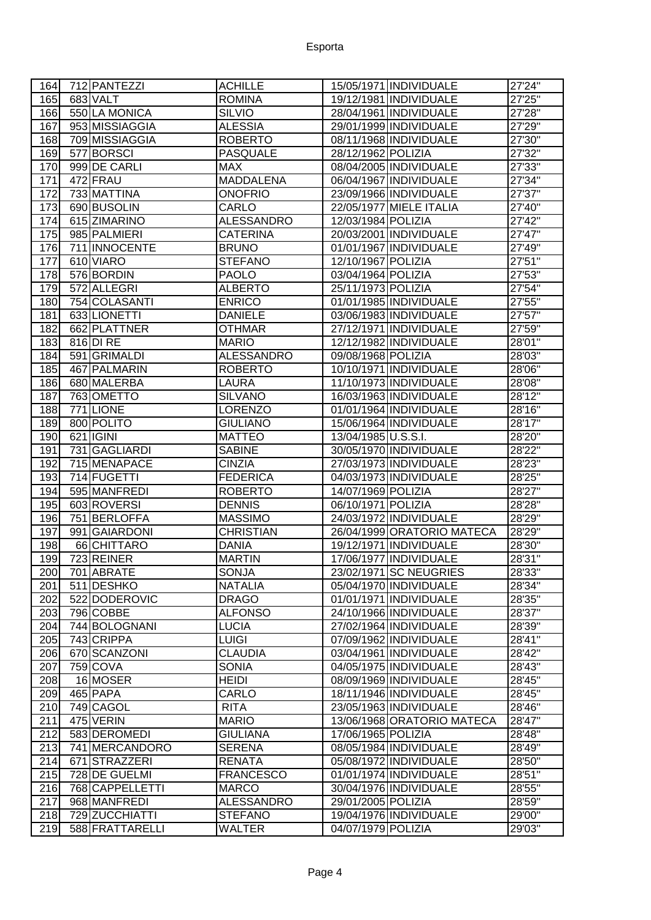| 164 | 712 | PANTEZZI | ACHILLE | 15/05/1971 | INDIVIDUALE | 27'24" |
|---|---|---|---|---|---|---|
| 165 | 683 | VALT | ROMINA | 19/12/1981 | INDIVIDUALE | 27'25" |
| 166 | 550 | LA MONICA | SILVIO | 28/04/1961 | INDIVIDUALE | 27'28" |
| 167 | 953 | MISSIAGGIA | ALESSIA | 29/01/1999 | INDIVIDUALE | 27'29" |
| 168 | 709 | MISSIAGGIA | ROBERTO | 08/11/1968 | INDIVIDUALE | 27'30" |
| 169 | 577 | BORSCI | PASQUALE | 28/12/1962 | POLIZIA | 27'32" |
| 170 | 999 | DE CARLI | MAX | 08/04/2005 | INDIVIDUALE | 27'33" |
| 171 | 472 | FRAU | MADDALENA | 06/04/1967 | INDIVIDUALE | 27'34" |
| 172 | 733 | MATTINA | ONOFRIO | 23/09/1966 | INDIVIDUALE | 27'37" |
| 173 | 690 | BUSOLIN | CARLO | 22/05/1977 | MIELE ITALIA | 27'40" |
| 174 | 615 | ZIMARINO | ALESSANDRO | 12/03/1984 | POLIZIA | 27'42" |
| 175 | 985 | PALMIERI | CATERINA | 20/03/2001 | INDIVIDUALE | 27'47" |
| 176 | 711 | INNOCENTE | BRUNO | 01/01/1967 | INDIVIDUALE | 27'49" |
| 177 | 610 | VIARO | STEFANO | 12/10/1967 | POLIZIA | 27'51" |
| 178 | 576 | BORDIN | PAOLO | 03/04/1964 | POLIZIA | 27'53" |
| 179 | 572 | ALLEGRI | ALBERTO | 25/11/1973 | POLIZIA | 27'54" |
| 180 | 754 | COLASANTI | ENRICO | 01/01/1985 | INDIVIDUALE | 27'55" |
| 181 | 633 | LIONETTI | DANIELE | 03/06/1983 | INDIVIDUALE | 27'57" |
| 182 | 662 | PLATTNER | OTHMAR | 27/12/1971 | INDIVIDUALE | 27'59" |
| 183 | 816 | DI RE | MARIO | 12/12/1982 | INDIVIDUALE | 28'01" |
| 184 | 591 | GRIMALDI | ALESSANDRO | 09/08/1968 | POLIZIA | 28'03" |
| 185 | 467 | PALMARIN | ROBERTO | 10/10/1971 | INDIVIDUALE | 28'06" |
| 186 | 680 | MALERBA | LAURA | 11/10/1973 | INDIVIDUALE | 28'08" |
| 187 | 763 | OMETTO | SILVANO | 16/03/1963 | INDIVIDUALE | 28'12" |
| 188 | 771 | LIONE | LORENZO | 01/01/1964 | INDIVIDUALE | 28'16" |
| 189 | 800 | POLITO | GIULIANO | 15/06/1964 | INDIVIDUALE | 28'17" |
| 190 | 621 | IGINI | MATTEO | 13/04/1985 | U.S.S.I. | 28'20" |
| 191 | 731 | GAGLIARDI | SABINE | 30/05/1970 | INDIVIDUALE | 28'22" |
| 192 | 715 | MENAPACE | CINZIA | 27/03/1973 | INDIVIDUALE | 28'23" |
| 193 | 714 | FUGETTI | FEDERICA | 04/03/1973 | INDIVIDUALE | 28'25" |
| 194 | 595 | MANFREDI | ROBERTO | 14/07/1969 | POLIZIA | 28'27" |
| 195 | 603 | ROVERSI | DENNIS | 06/10/1971 | POLIZIA | 28'28" |
| 196 | 751 | BERLOFFA | MASSIMO | 24/03/1972 | INDIVIDUALE | 28'29" |
| 197 | 991 | GAIARDONI | CHRISTIAN | 26/04/1999 | ORATORIO MATECA | 28'29" |
| 198 | 66 | CHITTARO | DANIA | 19/12/1971 | INDIVIDUALE | 28'30" |
| 199 | 723 | REINER | MARTIN | 17/06/1977 | INDIVIDUALE | 28'31" |
| 200 | 701 | ABRATE | SONJA | 23/02/1971 | SC NEUGRIES | 28'33" |
| 201 | 511 | DESHKO | NATALIA | 05/04/1970 | INDIVIDUALE | 28'34" |
| 202 | 522 | DODEROVIC | DRAGO | 01/01/1971 | INDIVIDUALE | 28'35" |
| 203 | 796 | COBBE | ALFONSO | 24/10/1966 | INDIVIDUALE | 28'37" |
| 204 | 744 | BOLOGNANI | LUCIA | 27/02/1964 | INDIVIDUALE | 28'39" |
| 205 | 743 | CRIPPA | LUIGI | 07/09/1962 | INDIVIDUALE | 28'41" |
| 206 | 670 | SCANZONI | CLAUDIA | 03/04/1961 | INDIVIDUALE | 28'42" |
| 207 | 759 | COVA | SONIA | 04/05/1975 | INDIVIDUALE | 28'43" |
| 208 | 16 | MOSER | HEIDI | 08/09/1969 | INDIVIDUALE | 28'45" |
| 209 | 465 | PAPA | CARLO | 18/11/1946 | INDIVIDUALE | 28'45" |
| 210 | 749 | CAGOL | RITA | 23/05/1963 | INDIVIDUALE | 28'46" |
| 211 | 475 | VERIN | MARIO | 13/06/1968 | ORATORIO MATECA | 28'47" |
| 212 | 583 | DEROMEDI | GIULIANA | 17/06/1965 | POLIZIA | 28'48" |
| 213 | 741 | MERCANDORO | SERENA | 08/05/1984 | INDIVIDUALE | 28'49" |
| 214 | 671 | STRAZZERI | RENATA | 05/08/1972 | INDIVIDUALE | 28'50" |
| 215 | 728 | DE GUELMI | FRANCESCO | 01/01/1974 | INDIVIDUALE | 28'51" |
| 216 | 768 | CAPPELLETTI | MARCO | 30/04/1976 | INDIVIDUALE | 28'55" |
| 217 | 968 | MANFREDI | ALESSANDRO | 29/01/2005 | POLIZIA | 28'59" |
| 218 | 729 | ZUCCHIATTI | STEFANO | 19/04/1976 | INDIVIDUALE | 29'00" |
| 219 | 588 | FRATTARELLI | WALTER | 04/07/1979 | POLIZIA | 29'03" |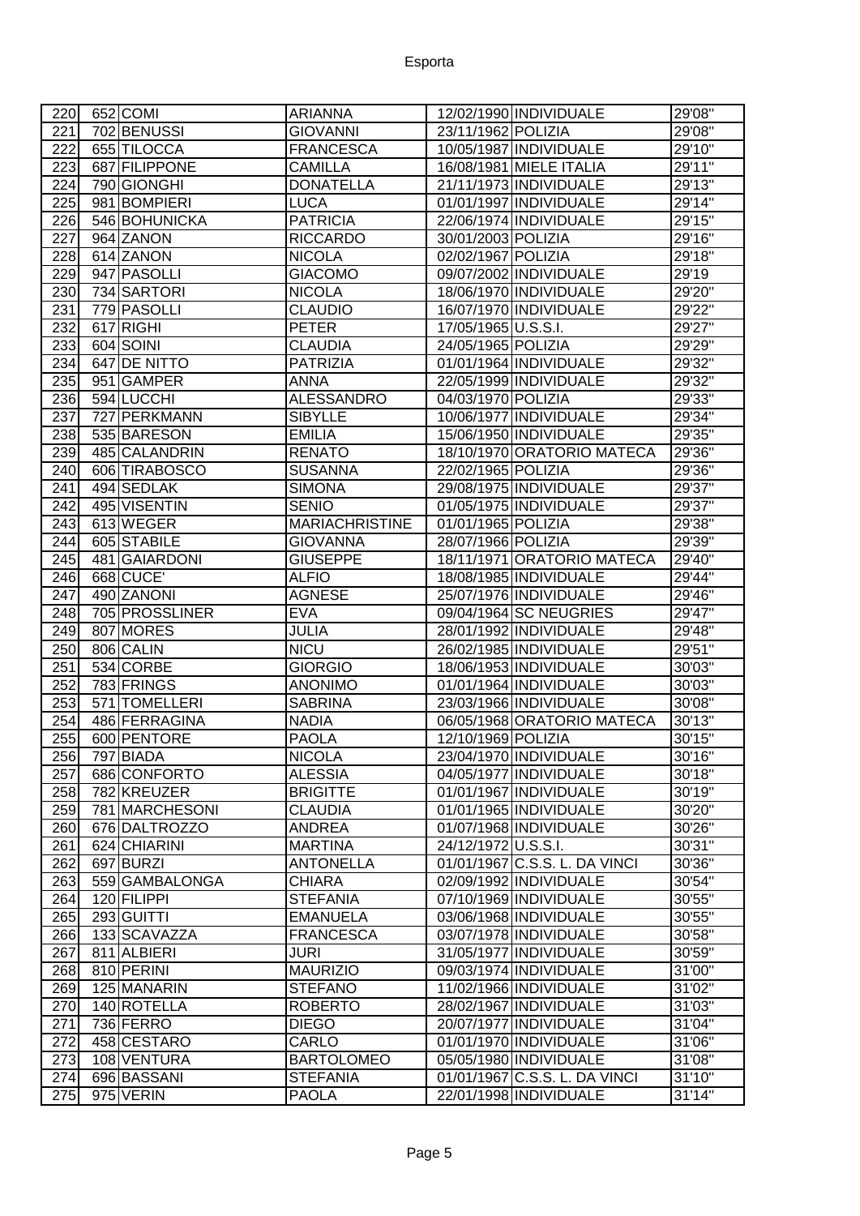| 220 | 652 | COMI | ARIANNA | 12/02/1990 | INDIVIDUALE | 29'08" |
|---|---|---|---|---|---|---|
| 221 | 702 | BENUSSI | GIOVANNI | 23/11/1962 | POLIZIA | 29'08" |
| 222 | 655 | TILOCCA | FRANCESCA | 10/05/1987 | INDIVIDUALE | 29'10" |
| 223 | 687 | FILIPPONE | CAMILLA | 16/08/1981 | MIELE ITALIA | 29'11" |
| 224 | 790 | GIONGHI | DONATELLA | 21/11/1973 | INDIVIDUALE | 29'13" |
| 225 | 981 | BOMPIERI | LUCA | 01/01/1997 | INDIVIDUALE | 29'14" |
| 226 | 546 | BOHUNICKA | PATRICIA | 22/06/1974 | INDIVIDUALE | 29'15" |
| 227 | 964 | ZANON | RICCARDO | 30/01/2003 | POLIZIA | 29'16" |
| 228 | 614 | ZANON | NICOLA | 02/02/1967 | POLIZIA | 29'18" |
| 229 | 947 | PASOLLI | GIACOMO | 09/07/2002 | INDIVIDUALE | 29'19 |
| 230 | 734 | SARTORI | NICOLA | 18/06/1970 | INDIVIDUALE | 29'20" |
| 231 | 779 | PASOLLI | CLAUDIO | 16/07/1970 | INDIVIDUALE | 29'22" |
| 232 | 617 | RIGHI | PETER | 17/05/1965 | U.S.S.I. | 29'27" |
| 233 | 604 | SOINI | CLAUDIA | 24/05/1965 | POLIZIA | 29'29" |
| 234 | 647 | DE NITTO | PATRIZIA | 01/01/1964 | INDIVIDUALE | 29'32" |
| 235 | 951 | GAMPER | ANNA | 22/05/1999 | INDIVIDUALE | 29'32" |
| 236 | 594 | LUCCHI | ALESSANDRO | 04/03/1970 | POLIZIA | 29'33" |
| 237 | 727 | PERKMANN | SIBYLLE | 10/06/1977 | INDIVIDUALE | 29'34" |
| 238 | 535 | BARESON | EMILIA | 15/06/1950 | INDIVIDUALE | 29'35" |
| 239 | 485 | CALANDRIN | RENATO | 18/10/1970 | ORATORIO MATECA | 29'36" |
| 240 | 606 | TIRABOSCO | SUSANNA | 22/02/1965 | POLIZIA | 29'36" |
| 241 | 494 | SEDLAK | SIMONA | 29/08/1975 | INDIVIDUALE | 29'37" |
| 242 | 495 | VISENTIN | SENIO | 01/05/1975 | INDIVIDUALE | 29'37" |
| 243 | 613 | WEGER | MARIACHRISTINE | 01/01/1965 | POLIZIA | 29'38" |
| 244 | 605 | STABILE | GIOVANNA | 28/07/1966 | POLIZIA | 29'39" |
| 245 | 481 | GAIARDONI | GIUSEPPE | 18/11/1971 | ORATORIO MATECA | 29'40" |
| 246 | 668 | CUCE' | ALFIO | 18/08/1985 | INDIVIDUALE | 29'44" |
| 247 | 490 | ZANONI | AGNESE | 25/07/1976 | INDIVIDUALE | 29'46" |
| 248 | 705 | PROSSLINER | EVA | 09/04/1964 | SC NEUGRIES | 29'47" |
| 249 | 807 | MORES | JULIA | 28/01/1992 | INDIVIDUALE | 29'48" |
| 250 | 806 | CALIN | NICU | 26/02/1985 | INDIVIDUALE | 29'51" |
| 251 | 534 | CORBE | GIORGIO | 18/06/1953 | INDIVIDUALE | 30'03" |
| 252 | 783 | FRINGS | ANONIMO | 01/01/1964 | INDIVIDUALE | 30'03" |
| 253 | 571 | TOMELLERI | SABRINA | 23/03/1966 | INDIVIDUALE | 30'08" |
| 254 | 486 | FERRAGINA | NADIA | 06/05/1968 | ORATORIO MATECA | 30'13" |
| 255 | 600 | PENTORE | PAOLA | 12/10/1969 | POLIZIA | 30'15" |
| 256 | 797 | BIADA | NICOLA | 23/04/1970 | INDIVIDUALE | 30'16" |
| 257 | 686 | CONFORTO | ALESSIA | 04/05/1977 | INDIVIDUALE | 30'18" |
| 258 | 782 | KREUZER | BRIGITTE | 01/01/1967 | INDIVIDUALE | 30'19" |
| 259 | 781 | MARCHESONI | CLAUDIA | 01/01/1965 | INDIVIDUALE | 30'20" |
| 260 | 676 | DALTROZZO | ANDREA | 01/07/1968 | INDIVIDUALE | 30'26" |
| 261 | 624 | CHIARINI | MARTINA | 24/12/1972 | U.S.S.I. | 30'31" |
| 262 | 697 | BURZI | ANTONELLA | 01/01/1967 | C.S.S. L. DA VINCI | 30'36" |
| 263 | 559 | GAMBALONGA | CHIARA | 02/09/1992 | INDIVIDUALE | 30'54" |
| 264 | 120 | FILIPPI | STEFANIA | 07/10/1969 | INDIVIDUALE | 30'55" |
| 265 | 293 | GUITTI | EMANUELA | 03/06/1968 | INDIVIDUALE | 30'55" |
| 266 | 133 | SCAVAZZA | FRANCESCA | 03/07/1978 | INDIVIDUALE | 30'58" |
| 267 | 811 | ALBIERI | JURI | 31/05/1977 | INDIVIDUALE | 30'59" |
| 268 | 810 | PERINI | MAURIZIO | 09/03/1974 | INDIVIDUALE | 31'00" |
| 269 | 125 | MANARIN | STEFANO | 11/02/1966 | INDIVIDUALE | 31'02" |
| 270 | 140 | ROTELLA | ROBERTO | 28/02/1967 | INDIVIDUALE | 31'03" |
| 271 | 736 | FERRO | DIEGO | 20/07/1977 | INDIVIDUALE | 31'04" |
| 272 | 458 | CESTARO | CARLO | 01/01/1970 | INDIVIDUALE | 31'06" |
| 273 | 108 | VENTURA | BARTOLOMEO | 05/05/1980 | INDIVIDUALE | 31'08" |
| 274 | 696 | BASSANI | STEFANIA | 01/01/1967 | C.S.S. L. DA VINCI | 31'10" |
| 275 | 975 | VERIN | PAOLA | 22/01/1998 | INDIVIDUALE | 31'14" |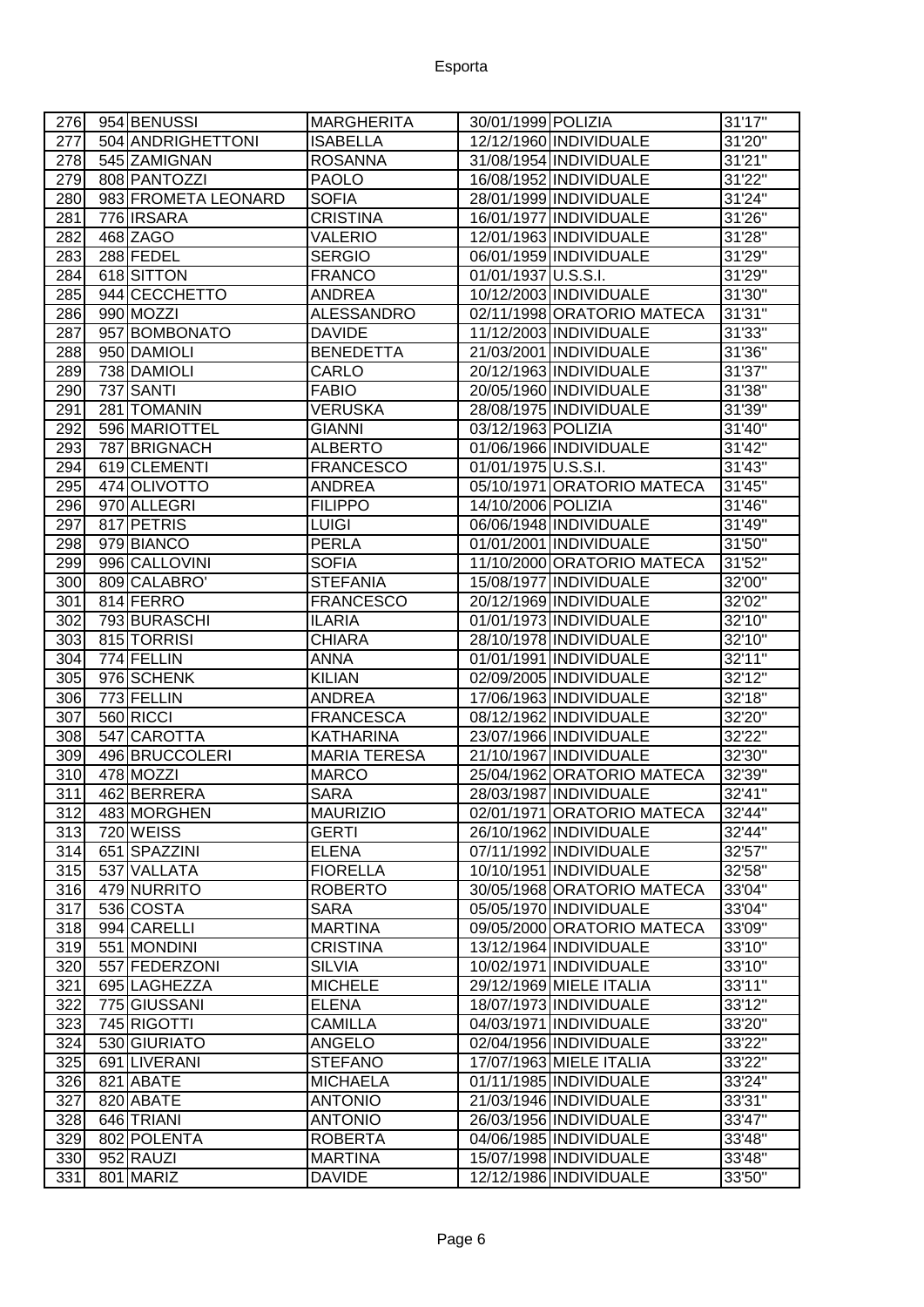| | | | | | | |
|---|---|---|---|---|---|---|
| 276 | 954 | BENUSSI | MARGHERITA | 30/01/1999 | POLIZIA | 31'17" |
| 277 | 504 | ANDRIGHETTONI | ISABELLA | 12/12/1960 | INDIVIDUALE | 31'20" |
| 278 | 545 | ZAMIGNAN | ROSANNA | 31/08/1954 | INDIVIDUALE | 31'21" |
| 279 | 808 | PANTOZZI | PAOLO | 16/08/1952 | INDIVIDUALE | 31'22" |
| 280 | 983 | FROMETA LEONARD | SOFIA | 28/01/1999 | INDIVIDUALE | 31'24" |
| 281 | 776 | IRSARA | CRISTINA | 16/01/1977 | INDIVIDUALE | 31'26" |
| 282 | 468 | ZAGO | VALERIO | 12/01/1963 | INDIVIDUALE | 31'28" |
| 283 | 288 | FEDEL | SERGIO | 06/01/1959 | INDIVIDUALE | 31'29" |
| 284 | 618 | SITTON | FRANCO | 01/01/1937 | U.S.S.I. | 31'29" |
| 285 | 944 | CECCHETTO | ANDREA | 10/12/2003 | INDIVIDUALE | 31'30" |
| 286 | 990 | MOZZI | ALESSANDRO | 02/11/1998 | ORATORIO MATECA | 31'31" |
| 287 | 957 | BOMBONATO | DAVIDE | 11/12/2003 | INDIVIDUALE | 31'33" |
| 288 | 950 | DAMIOLI | BENEDETTA | 21/03/2001 | INDIVIDUALE | 31'36" |
| 289 | 738 | DAMIOLI | CARLO | 20/12/1963 | INDIVIDUALE | 31'37" |
| 290 | 737 | SANTI | FABIO | 20/05/1960 | INDIVIDUALE | 31'38" |
| 291 | 281 | TOMANIN | VERUSKA | 28/08/1975 | INDIVIDUALE | 31'39" |
| 292 | 596 | MARIOTTEL | GIANNI | 03/12/1963 | POLIZIA | 31'40" |
| 293 | 787 | BRIGNACH | ALBERTO | 01/06/1966 | INDIVIDUALE | 31'42" |
| 294 | 619 | CLEMENTI | FRANCESCO | 01/01/1975 | U.S.S.I. | 31'43" |
| 295 | 474 | OLIVOTTO | ANDREA | 05/10/1971 | ORATORIO MATECA | 31'45" |
| 296 | 970 | ALLEGRI | FILIPPO | 14/10/2006 | POLIZIA | 31'46" |
| 297 | 817 | PETRIS | LUIGI | 06/06/1948 | INDIVIDUALE | 31'49" |
| 298 | 979 | BIANCO | PERLA | 01/01/2001 | INDIVIDUALE | 31'50" |
| 299 | 996 | CALLOVINI | SOFIA | 11/10/2000 | ORATORIO MATECA | 31'52" |
| 300 | 809 | CALABRO' | STEFANIA | 15/08/1977 | INDIVIDUALE | 32'00" |
| 301 | 814 | FERRO | FRANCESCO | 20/12/1969 | INDIVIDUALE | 32'02" |
| 302 | 793 | BURASCHI | ILARIA | 01/01/1973 | INDIVIDUALE | 32'10" |
| 303 | 815 | TORRISI | CHIARA | 28/10/1978 | INDIVIDUALE | 32'10" |
| 304 | 774 | FELLIN | ANNA | 01/01/1991 | INDIVIDUALE | 32'11" |
| 305 | 976 | SCHENK | KILIAN | 02/09/2005 | INDIVIDUALE | 32'12" |
| 306 | 773 | FELLIN | ANDREA | 17/06/1963 | INDIVIDUALE | 32'18" |
| 307 | 560 | RICCI | FRANCESCA | 08/12/1962 | INDIVIDUALE | 32'20" |
| 308 | 547 | CAROTTA | KATHARINA | 23/07/1966 | INDIVIDUALE | 32'22" |
| 309 | 496 | BRUCCOLERI | MARIA TERESA | 21/10/1967 | INDIVIDUALE | 32'30" |
| 310 | 478 | MOZZI | MARCO | 25/04/1962 | ORATORIO MATECA | 32'39" |
| 311 | 462 | BERRERA | SARA | 28/03/1987 | INDIVIDUALE | 32'41" |
| 312 | 483 | MORGHEN | MAURIZIO | 02/01/1971 | ORATORIO MATECA | 32'44" |
| 313 | 720 | WEISS | GERTI | 26/10/1962 | INDIVIDUALE | 32'44" |
| 314 | 651 | SPAZZINI | ELENA | 07/11/1992 | INDIVIDUALE | 32'57" |
| 315 | 537 | VALLATA | FIORELLA | 10/10/1951 | INDIVIDUALE | 32'58" |
| 316 | 479 | NURRITO | ROBERTO | 30/05/1968 | ORATORIO MATECA | 33'04" |
| 317 | 536 | COSTA | SARA | 05/05/1970 | INDIVIDUALE | 33'04" |
| 318 | 994 | CARELLI | MARTINA | 09/05/2000 | ORATORIO MATECA | 33'09" |
| 319 | 551 | MONDINI | CRISTINA | 13/12/1964 | INDIVIDUALE | 33'10" |
| 320 | 557 | FEDERZONI | SILVIA | 10/02/1971 | INDIVIDUALE | 33'10" |
| 321 | 695 | LAGHEZZA | MICHELE | 29/12/1969 | MIELE ITALIA | 33'11" |
| 322 | 775 | GIUSSANI | ELENA | 18/07/1973 | INDIVIDUALE | 33'12" |
| 323 | 745 | RIGOTTI | CAMILLA | 04/03/1971 | INDIVIDUALE | 33'20" |
| 324 | 530 | GIURIATO | ANGELO | 02/04/1956 | INDIVIDUALE | 33'22" |
| 325 | 691 | LIVERANI | STEFANO | 17/07/1963 | MIELE ITALIA | 33'22" |
| 326 | 821 | ABATE | MICHAELA | 01/11/1985 | INDIVIDUALE | 33'24" |
| 327 | 820 | ABATE | ANTONIO | 21/03/1946 | INDIVIDUALE | 33'31" |
| 328 | 646 | TRIANI | ANTONIO | 26/03/1956 | INDIVIDUALE | 33'47" |
| 329 | 802 | POLENTA | ROBERTA | 04/06/1985 | INDIVIDUALE | 33'48" |
| 330 | 952 | RAUZI | MARTINA | 15/07/1998 | INDIVIDUALE | 33'48" |
| 331 | 801 | MARIZ | DAVIDE | 12/12/1986 | INDIVIDUALE | 33'50" |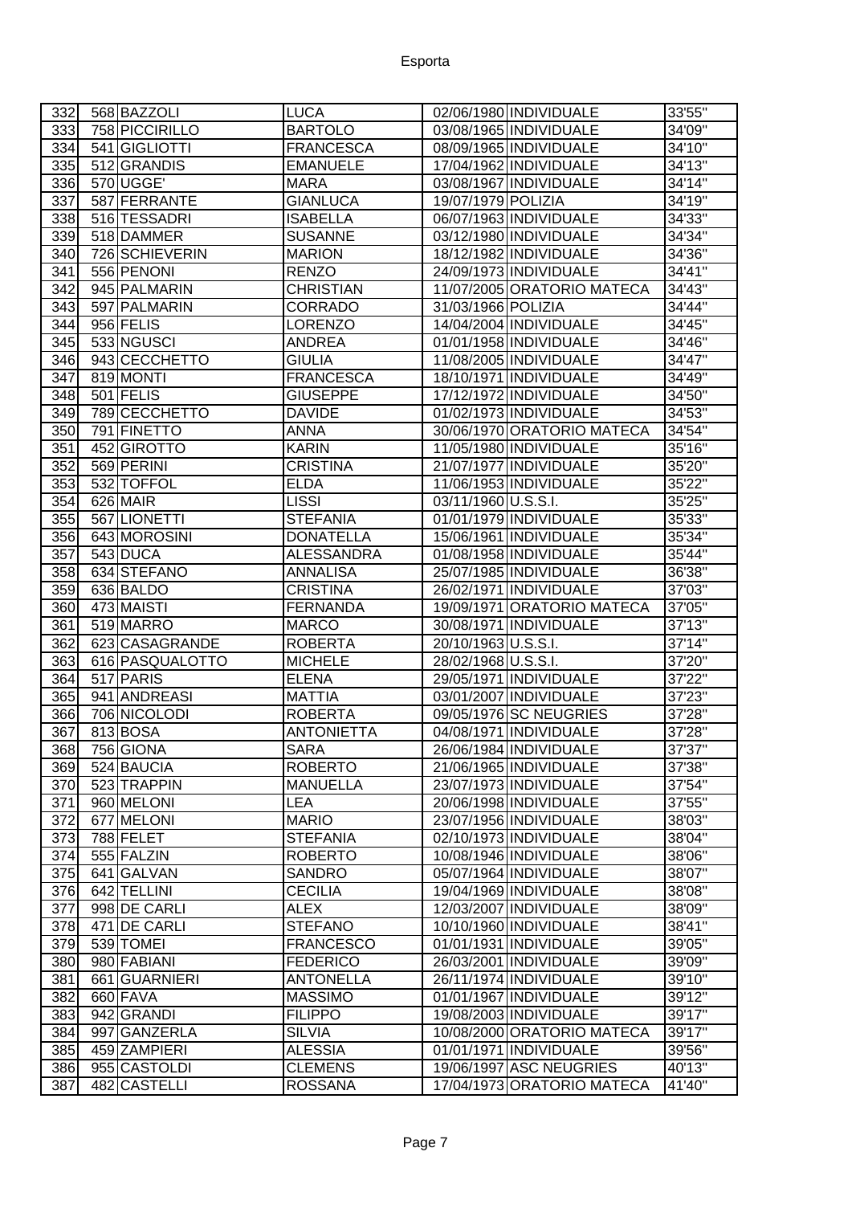| | | | | | | |
|---|---|---|---|---|---|---|
| 332 | 568 | BAZZOLI | LUCA | 02/06/1980 | INDIVIDUALE | 33'55" |
| 333 | 758 | PICCIRILLO | BARTOLO | 03/08/1965 | INDIVIDUALE | 34'09" |
| 334 | 541 | GIGLIOTTI | FRANCESCA | 08/09/1965 | INDIVIDUALE | 34'10" |
| 335 | 512 | GRANDIS | EMANUELE | 17/04/1962 | INDIVIDUALE | 34'13" |
| 336 | 570 | UGGE' | MARA | 03/08/1967 | INDIVIDUALE | 34'14" |
| 337 | 587 | FERRANTE | GIANLUCA | 19/07/1979 | POLIZIA | 34'19" |
| 338 | 516 | TESSADRI | ISABELLA | 06/07/1963 | INDIVIDUALE | 34'33" |
| 339 | 518 | DAMMER | SUSANNE | 03/12/1980 | INDIVIDUALE | 34'34" |
| 340 | 726 | SCHIEVERIN | MARION | 18/12/1982 | INDIVIDUALE | 34'36" |
| 341 | 556 | PENONI | RENZO | 24/09/1973 | INDIVIDUALE | 34'41" |
| 342 | 945 | PALMARIN | CHRISTIAN | 11/07/2005 | ORATORIO MATECA | 34'43" |
| 343 | 597 | PALMARIN | CORRADO | 31/03/1966 | POLIZIA | 34'44" |
| 344 | 956 | FELIS | LORENZO | 14/04/2004 | INDIVIDUALE | 34'45" |
| 345 | 533 | NGUSCI | ANDREA | 01/01/1958 | INDIVIDUALE | 34'46" |
| 346 | 943 | CECCHETTO | GIULIA | 11/08/2005 | INDIVIDUALE | 34'47" |
| 347 | 819 | MONTI | FRANCESCA | 18/10/1971 | INDIVIDUALE | 34'49" |
| 348 | 501 | FELIS | GIUSEPPE | 17/12/1972 | INDIVIDUALE | 34'50" |
| 349 | 789 | CECCHETTO | DAVIDE | 01/02/1973 | INDIVIDUALE | 34'53" |
| 350 | 791 | FINETTO | ANNA | 30/06/1970 | ORATORIO MATECA | 34'54" |
| 351 | 452 | GIROTTO | KARIN | 11/05/1980 | INDIVIDUALE | 35'16" |
| 352 | 569 | PERINI | CRISTINA | 21/07/1977 | INDIVIDUALE | 35'20" |
| 353 | 532 | TOFFOL | ELDA | 11/06/1953 | INDIVIDUALE | 35'22" |
| 354 | 626 | MAIR | LISSI | 03/11/1960 | U.S.S.I. | 35'25" |
| 355 | 567 | LIONETTI | STEFANIA | 01/01/1979 | INDIVIDUALE | 35'33" |
| 356 | 643 | MOROSINI | DONATELLA | 15/06/1961 | INDIVIDUALE | 35'34" |
| 357 | 543 | DUCA | ALESSANDRA | 01/08/1958 | INDIVIDUALE | 35'44" |
| 358 | 634 | STEFANO | ANNALISA | 25/07/1985 | INDIVIDUALE | 36'38" |
| 359 | 636 | BALDO | CRISTINA | 26/02/1971 | INDIVIDUALE | 37'03" |
| 360 | 473 | MAISTI | FERNANDA | 19/09/1971 | ORATORIO MATECA | 37'05" |
| 361 | 519 | MARRO | MARCO | 30/08/1971 | INDIVIDUALE | 37'13" |
| 362 | 623 | CASAGRANDE | ROBERTA | 20/10/1963 | U.S.S.I. | 37'14" |
| 363 | 616 | PASQUALOTTO | MICHELE | 28/02/1968 | U.S.S.I. | 37'20" |
| 364 | 517 | PARIS | ELENA | 29/05/1971 | INDIVIDUALE | 37'22" |
| 365 | 941 | ANDREASI | MATTIA | 03/01/2007 | INDIVIDUALE | 37'23" |
| 366 | 706 | NICOLODI | ROBERTA | 09/05/1976 | SC NEUGRIES | 37'28" |
| 367 | 813 | BOSA | ANTONIETTA | 04/08/1971 | INDIVIDUALE | 37'28" |
| 368 | 756 | GIONA | SARA | 26/06/1984 | INDIVIDUALE | 37'37" |
| 369 | 524 | BAUCIA | ROBERTO | 21/06/1965 | INDIVIDUALE | 37'38" |
| 370 | 523 | TRAPPIN | MANUELLA | 23/07/1973 | INDIVIDUALE | 37'54" |
| 371 | 960 | MELONI | LEA | 20/06/1998 | INDIVIDUALE | 37'55" |
| 372 | 677 | MELONI | MARIO | 23/07/1956 | INDIVIDUALE | 38'03" |
| 373 | 788 | FELET | STEFANIA | 02/10/1973 | INDIVIDUALE | 38'04" |
| 374 | 555 | FALZIN | ROBERTO | 10/08/1946 | INDIVIDUALE | 38'06" |
| 375 | 641 | GALVAN | SANDRO | 05/07/1964 | INDIVIDUALE | 38'07" |
| 376 | 642 | TELLINI | CECILIA | 19/04/1969 | INDIVIDUALE | 38'08" |
| 377 | 998 | DE CARLI | ALEX | 12/03/2007 | INDIVIDUALE | 38'09" |
| 378 | 471 | DE CARLI | STEFANO | 10/10/1960 | INDIVIDUALE | 38'41" |
| 379 | 539 | TOMEI | FRANCESCO | 01/01/1931 | INDIVIDUALE | 39'05" |
| 380 | 980 | FABIANI | FEDERICO | 26/03/2001 | INDIVIDUALE | 39'09" |
| 381 | 661 | GUARNIERI | ANTONELLA | 26/11/1974 | INDIVIDUALE | 39'10" |
| 382 | 660 | FAVA | MASSIMO | 01/01/1967 | INDIVIDUALE | 39'12" |
| 383 | 942 | GRANDI | FILIPPO | 19/08/2003 | INDIVIDUALE | 39'17" |
| 384 | 997 | GANZERLA | SILVIA | 10/08/2000 | ORATORIO MATECA | 39'17" |
| 385 | 459 | ZAMPIERI | ALESSIA | 01/01/1971 | INDIVIDUALE | 39'56" |
| 386 | 955 | CASTOLDI | CLEMENS | 19/06/1997 | ASC NEUGRIES | 40'13" |
| 387 | 482 | CASTELLI | ROSSANA | 17/04/1973 | ORATORIO MATECA | 41'40" |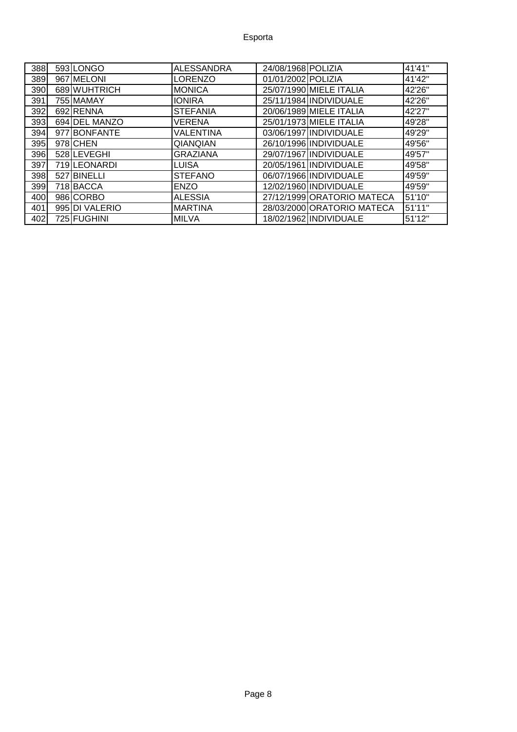| | | | | | | |
|---|---|---|---|---|---|---|
| 388 | 593 | LONGO | ALESSANDRA | 24/08/1968 | POLIZIA | 41'41" |
| 389 | 967 | MELONI | LORENZO | 01/01/2002 | POLIZIA | 41'42" |
| 390 | 689 | WUHTRICH | MONICA | 25/07/1990 | MIELE ITALIA | 42'26" |
| 391 | 755 | MAMAY | IONIRA | 25/11/1984 | INDIVIDUALE | 42'26" |
| 392 | 692 | RENNA | STEFANIA | 20/06/1989 | MIELE ITALIA | 42'27" |
| 393 | 694 | DEL MANZO | VERENA | 25/01/1973 | MIELE ITALIA | 49'28" |
| 394 | 977 | BONFANTE | VALENTINA | 03/06/1997 | INDIVIDUALE | 49'29" |
| 395 | 978 | CHEN | QIANQIAN | 26/10/1996 | INDIVIDUALE | 49'56" |
| 396 | 528 | LEVEGHI | GRAZIANA | 29/07/1967 | INDIVIDUALE | 49'57" |
| 397 | 719 | LEONARDI | LUISA | 20/05/1961 | INDIVIDUALE | 49'58" |
| 398 | 527 | BINELLI | STEFANO | 06/07/1966 | INDIVIDUALE | 49'59" |
| 399 | 718 | BACCA | ENZO | 12/02/1960 | INDIVIDUALE | 49'59" |
| 400 | 986 | CORBO | ALESSIA | 27/12/1999 | ORATORIO MATECA | 51'10" |
| 401 | 995 | DI VALERIO | MARTINA | 28/03/2000 | ORATORIO MATECA | 51'11" |
| 402 | 725 | FUGHINI | MILVA | 18/02/1962 | INDIVIDUALE | 51'12" |